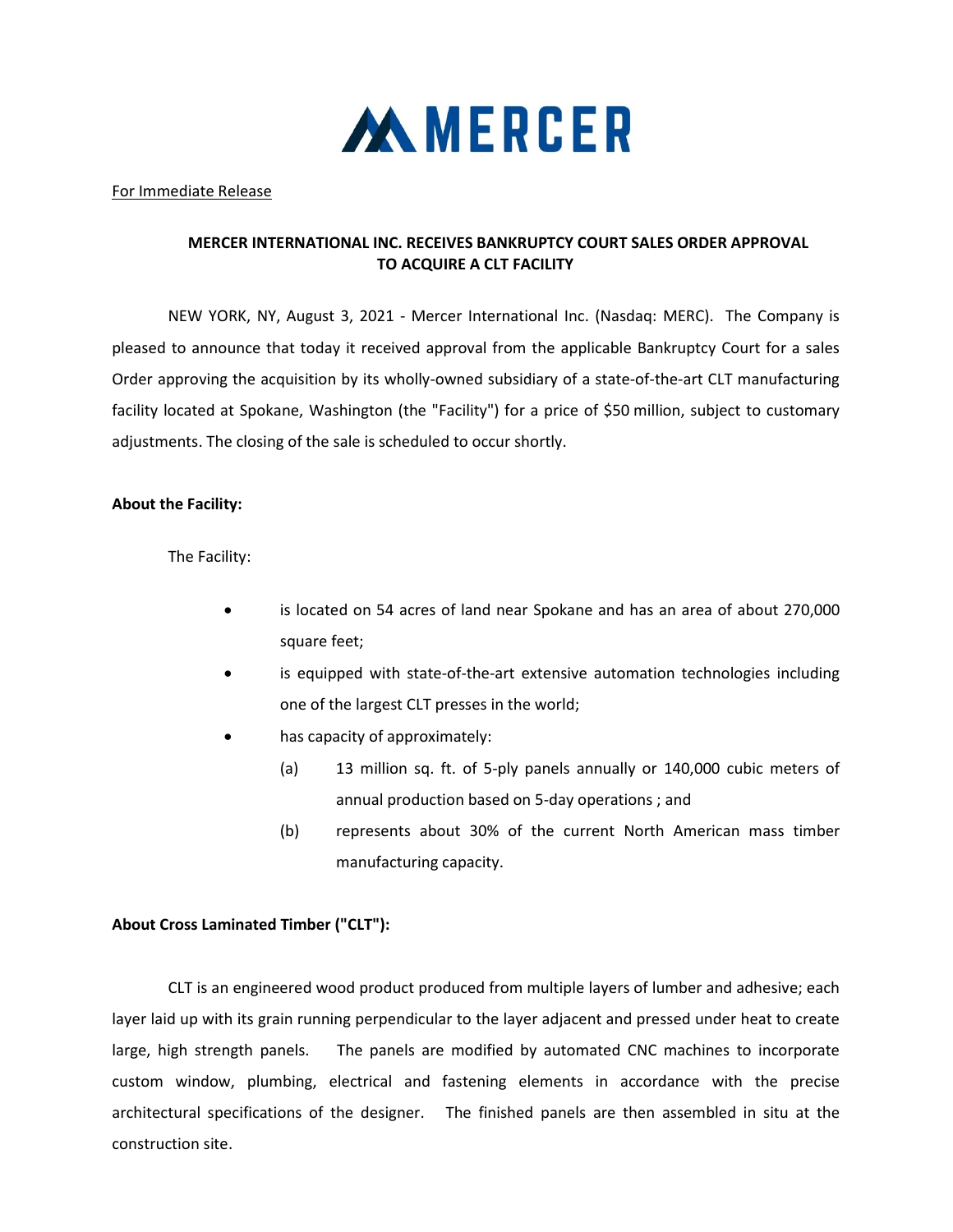MERCER

For Immediate Release

## MERCER INTERNATIONAL INC. RECEIVES BANKRUPTCY COURT SALES ORDER APPROVAL TO ACQUIRE A CLT FACILITY

NEW YORK, NY, August 3, 2021 - Mercer International Inc. (Nasdaq: MERC). The Company is pleased to announce that today it received approval from the applicable Bankruptcy Court for a sales Order approving the acquisition by its wholly-owned subsidiary of a state-of-the-art CLT manufacturing facility located at Spokane, Washington (the "Facility") for a price of $50 million, subject to customary adjustments. The closing of the sale is scheduled to occur shortly.

**About the Facility:**

The Facility:

- is located on 54 acres of land near Spokane and has an area of about 270,000 square feet;
- is equipped with state-of-the-art extensive automation technologies including one of the largest CLT presses in the world;
- has capacity of approximately:
  - (a) 13 million sq. ft. of 5-ply panels annually or 140,000 cubic meters of annual production based on 5-day operations ; and
  - (b) represents about 30% of the current North American mass timber manufacturing capacity.

**About Cross Laminated Timber ("CLT"):**

CLT is an engineered wood product produced from multiple layers of lumber and adhesive; each layer laid up with its grain running perpendicular to the layer adjacent and pressed under heat to create large, high strength panels. The panels are modified by automated CNC machines to incorporate custom window, plumbing, electrical and fastening elements in accordance with the precise architectural specifications of the designer. The finished panels are then assembled in situ at the construction site.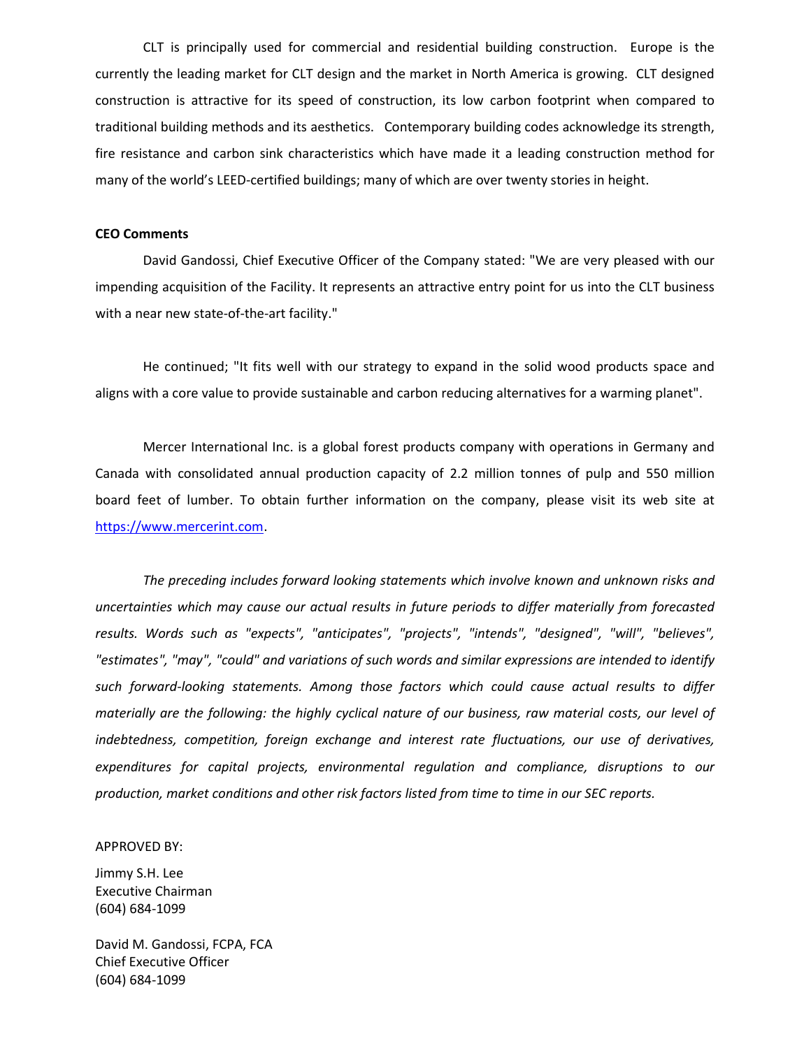CLT is principally used for commercial and residential building construction. Europe is the currently the leading market for CLT design and the market in North America is growing. CLT designed construction is attractive for its speed of construction, its low carbon footprint when compared to traditional building methods and its aesthetics. Contemporary building codes acknowledge its strength, fire resistance and carbon sink characteristics which have made it a leading construction method for many of the world's LEED-certified buildings; many of which are over twenty stories in height.

**CEO Comments**

David Gandossi, Chief Executive Officer of the Company stated: "We are very pleased with our impending acquisition of the Facility. It represents an attractive entry point for us into the CLT business with a near new state-of-the-art facility."

He continued; "It fits well with our strategy to expand in the solid wood products space and aligns with a core value to provide sustainable and carbon reducing alternatives for a warming planet".

Mercer International Inc. is a global forest products company with operations in Germany and Canada with consolidated annual production capacity of 2.2 million tonnes of pulp and 550 million board feet of lumber. To obtain further information on the company, please visit its web site at [https://www.mercerint.com](https://www.mercerint.com).

*The preceding includes forward looking statements which involve known and unknown risks and uncertainties which may cause our actual results in future periods to differ materially from forecasted results. Words such as "expects", "anticipates", "projects", "intends", "designed", "will", "believes", "estimates", "may", "could" and variations of such words and similar expressions are intended to identify such forward-looking statements. Among those factors which could cause actual results to differ materially are the following: the highly cyclical nature of our business, raw material costs, our level of indebtedness, competition, foreign exchange and interest rate fluctuations, our use of derivatives, expenditures for capital projects, environmental regulation and compliance, disruptions to our production, market conditions and other risk factors listed from time to time in our SEC reports.*

APPROVED BY:

Jimmy S.H. Lee
Executive Chairman
(604) 684-1099

David M. Gandossi, FCPA, FCA
Chief Executive Officer
(604) 684-1099